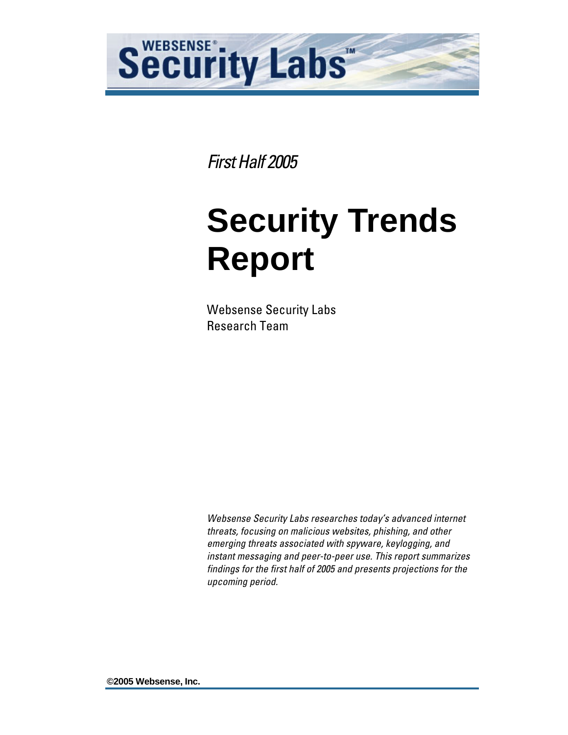WEBSENSE® Security Labs™

*First Half 2005*

# Security Trends Report

Websense Security Labs
Research Team

*Websense Security Labs researches today's advanced internet threats, focusing on malicious websites, phishing, and other emerging threats associated with spyware, keylogging, and instant messaging and peer-to-peer use. This report summarizes findings for the first half of 2005 and presents projections for the upcoming period.*

**©2005 Websense, Inc.**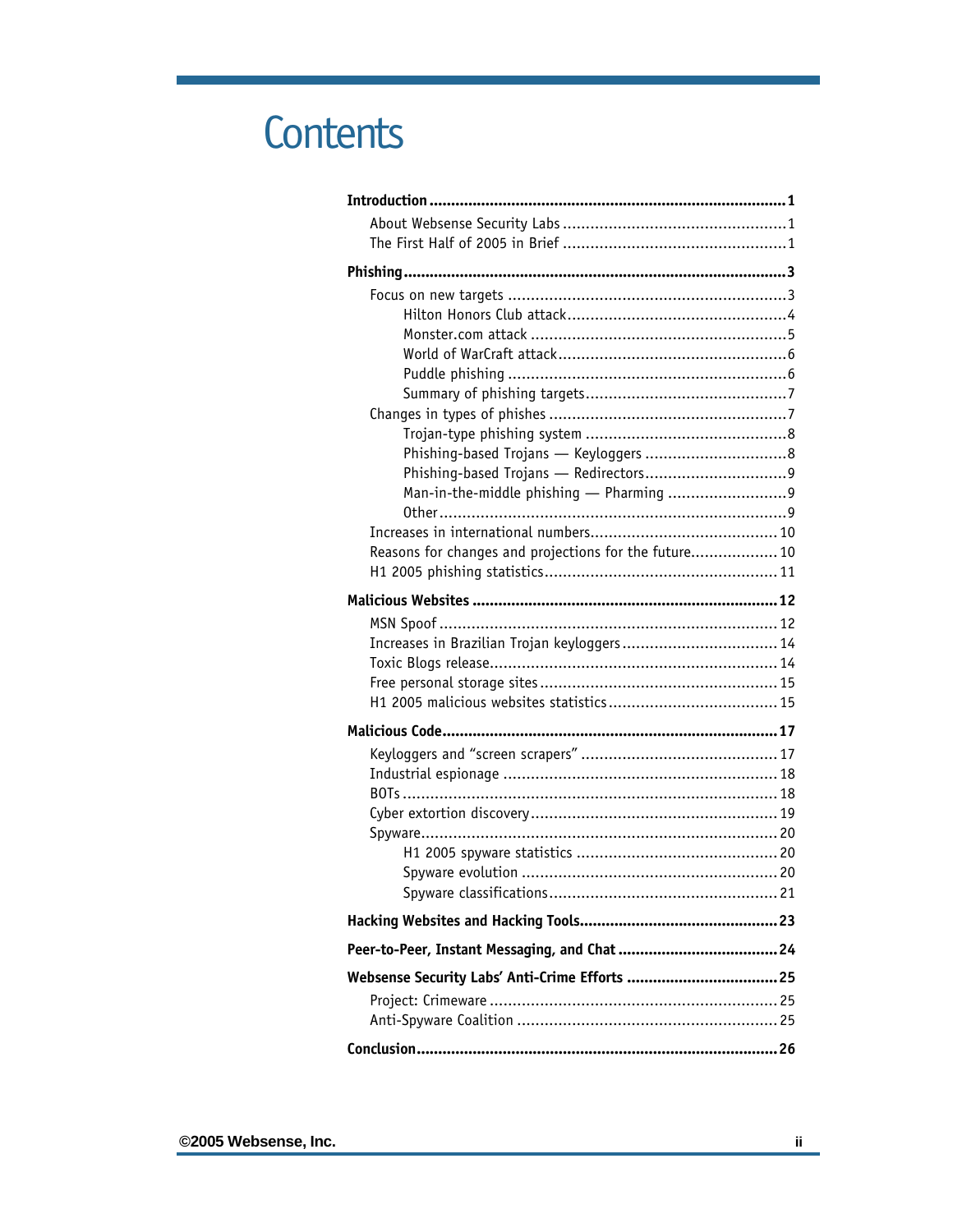# Contents

**Introduction** ........ **1**

- About Websense Security Labs ........ 1
- The First Half of 2005 in Brief ........ 1

**Phishing** ........ **3**

- Focus on new targets ........ 3
  - Hilton Honors Club attack ........ 4
  - Monster.com attack ........ 5
  - World of WarCraft attack ........ 6
  - Puddle phishing ........ 6
  - Summary of phishing targets ........ 7
- Changes in types of phishes ........ 7
  - Trojan-type phishing system ........ 8
  - Phishing-based Trojans — Keyloggers ........ 8
  - Phishing-based Trojans — Redirectors ........ 9
  - Man-in-the-middle phishing — Pharming ........ 9
  - Other ........ 9
- Increases in international numbers ........ 10
- Reasons for changes and projections for the future ........ 10
- H1 2005 phishing statistics ........ 11

**Malicious Websites** ........ **12**

- MSN Spoof ........ 12
- Increases in Brazilian Trojan keyloggers ........ 14
- Toxic Blogs release ........ 14
- Free personal storage sites ........ 15
- H1 2005 malicious websites statistics ........ 15

**Malicious Code** ........ **17**

- Keyloggers and “screen scrapers” ........ 17
- Industrial espionage ........ 18
- BOTs ........ 18
- Cyber extortion discovery ........ 19
- Spyware ........ 20
  - H1 2005 spyware statistics ........ 20
  - Spyware evolution ........ 20
  - Spyware classifications ........ 21

**Hacking Websites and Hacking Tools** ........ **23**

**Peer-to-Peer, Instant Messaging, and Chat** ........ **24**

**Websense Security Labs’ Anti-Crime Efforts** ........ **25**

- Project: Crimeware ........ 25
- Anti-Spyware Coalition ........ 25

**Conclusion** ........ **26**

©2005 Websense, Inc.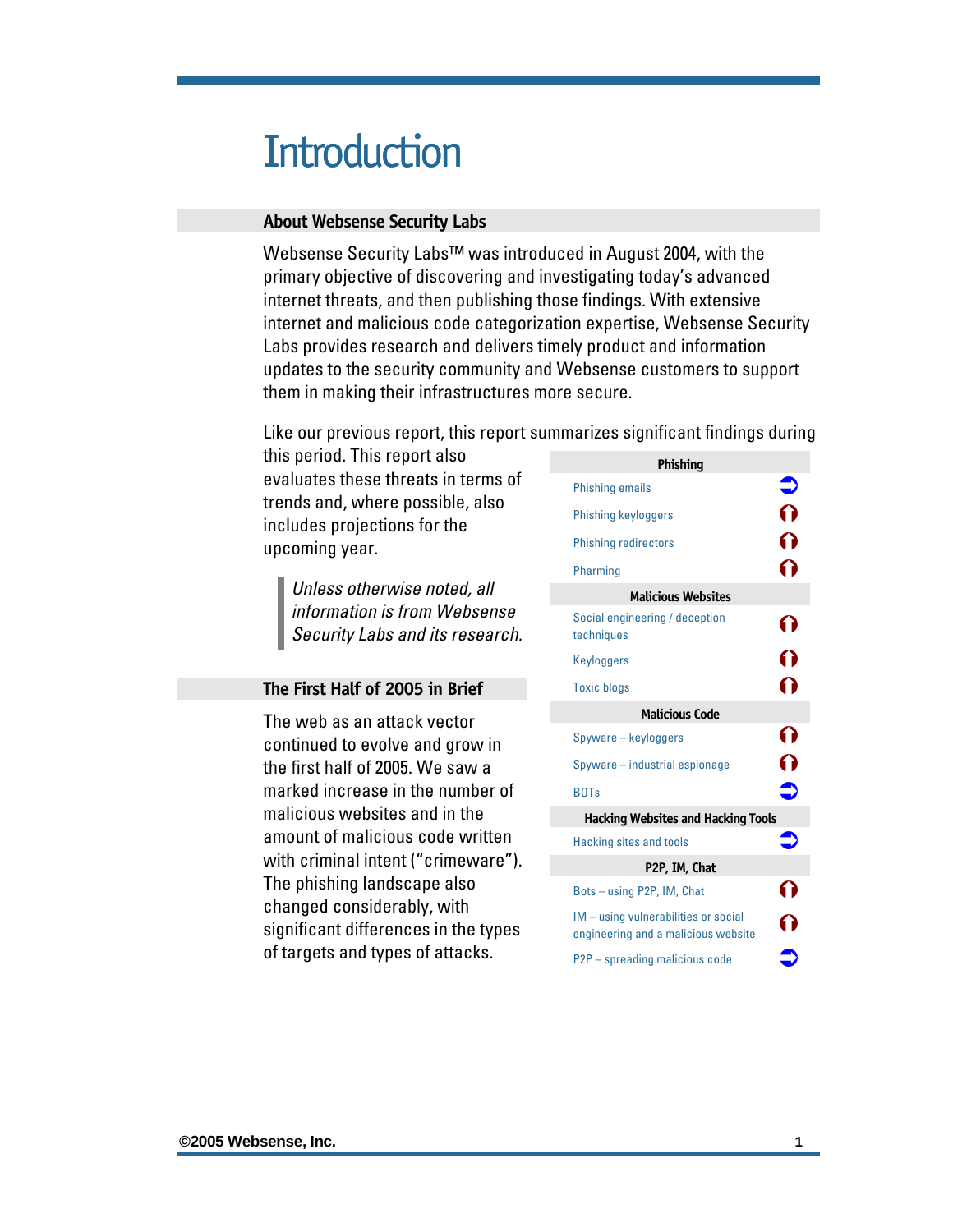// Introduction

## About Websense Security Labs

Websense Security Labs™ was introduced in August 2004, with the primary objective of discovering and investigating today's advanced internet threats, and then publishing those findings. With extensive internet and malicious code categorization expertise, Websense Security Labs provides research and delivers timely product and information updates to the security community and Websense customers to support them in making their infrastructures more secure.

Like our previous report, this report summarizes significant findings during this period. This report also evaluates these threats in terms of trends and, where possible, also includes projections for the upcoming year.

> *Unless otherwise noted, all information is from Websense Security Labs and its research.*

| Phishing | |
|---|---|
| Phishing emails | ➡ |
| Phishing keyloggers | ⬆ |
| Phishing redirectors | ⬆ |
| Pharming | ⬆ |
| **Malicious Websites** | |
| Social engineering / deception techniques | ⬆ |
| Keyloggers | ⬆ |
| Toxic blogs | ⬆ |
| **Malicious Code** | |
| Spyware – keyloggers | ⬆ |
| Spyware – industrial espionage | ⬆ |
| BOTs | ➡ |
| **Hacking Websites and Hacking Tools** | |
| Hacking sites and tools | ➡ |
| **P2P, IM, Chat** | |
| Bots – using P2P, IM, Chat | ⬆ |
| IM – using vulnerabilities or social engineering and a malicious website | ⬆ |
| P2P – spreading malicious code | ➡ |

## The First Half of 2005 in Brief

The web as an attack vector continued to evolve and grow in the first half of 2005. We saw a marked increase in the number of malicious websites and in the amount of malicious code written with criminal intent ("crimeware"). The phishing landscape also changed considerably, with significant differences in the types of targets and types of attacks.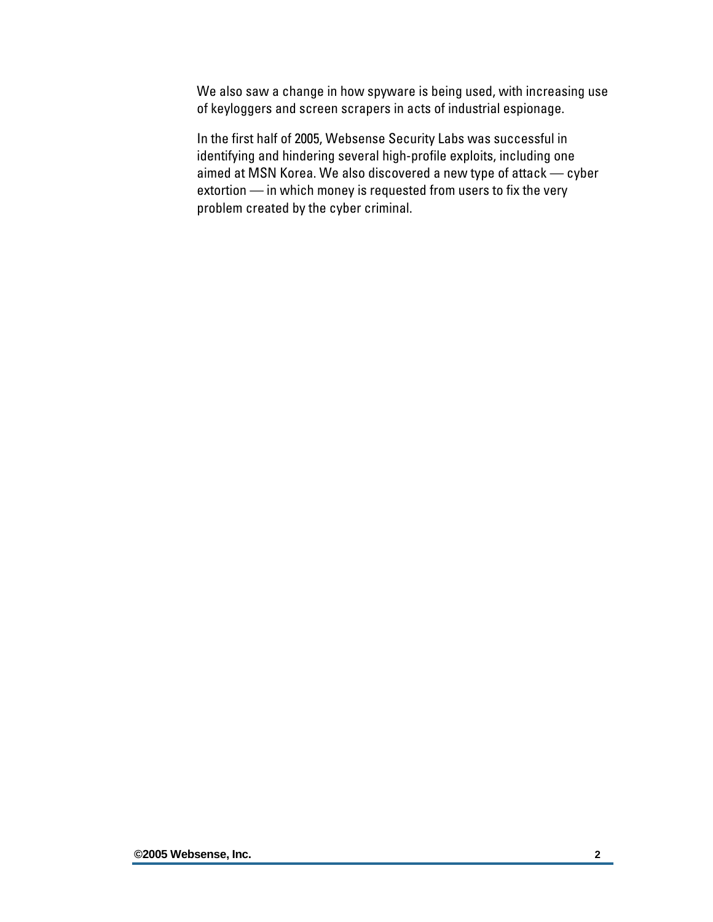We also saw a change in how spyware is being used, with increasing use of keyloggers and screen scrapers in acts of industrial espionage.

In the first half of 2005, Websense Security Labs was successful in identifying and hindering several high-profile exploits, including one aimed at MSN Korea. We also discovered a new type of attack — cyber extortion — in which money is requested from users to fix the very problem created by the cyber criminal.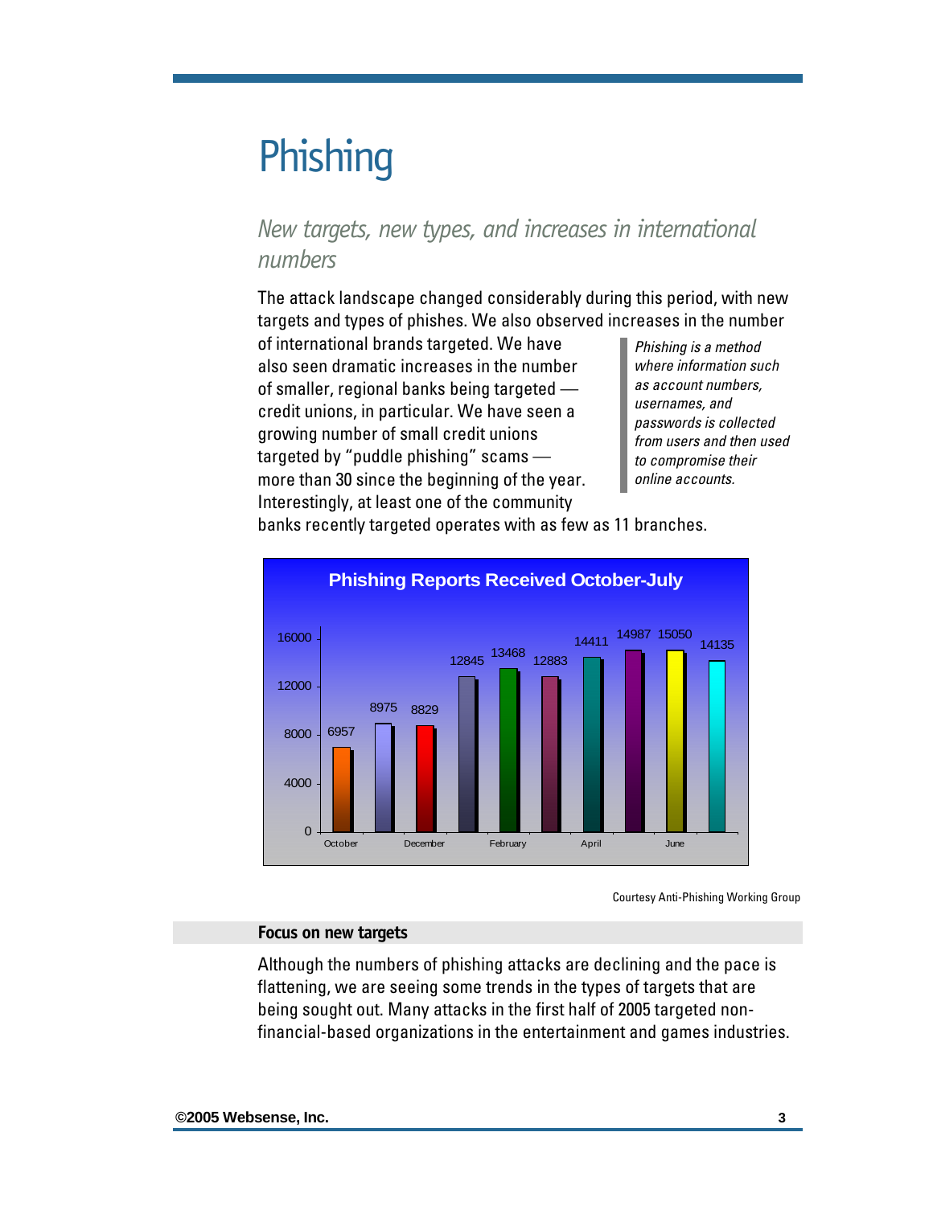# Phishing

## *New targets, new types, and increases in international numbers*

The attack landscape changed considerably during this period, with new targets and types of phishes. We also observed increases in the number of international brands targeted. We have also seen dramatic increases in the number of smaller, regional banks being targeted — credit unions, in particular. We have seen a growing number of small credit unions targeted by "puddle phishing" scams — more than 30 since the beginning of the year. Interestingly, at least one of the community banks recently targeted operates with as few as 11 branches.

> *Phishing is a method where information such as account numbers, usernames, and passwords is collected from users and then used to compromise their online accounts.*

**Phishing Reports Received October-July**

| Month | Reports |
|---|---|
| October | 6957 |
| November | 8975 |
| December | 8829 |
| January | 12845 |
| February | 13468 |
| March | 12883 |
| April | 14411 |
| May | 14987 |
| June | 15050 |
| July | 14135 |

Courtesy Anti-Phishing Working Group

### Focus on new targets

Although the numbers of phishing attacks are declining and the pace is flattening, we are seeing some trends in the types of targets that are being sought out. Many attacks in the first half of 2005 targeted non-financial-based organizations in the entertainment and games industries.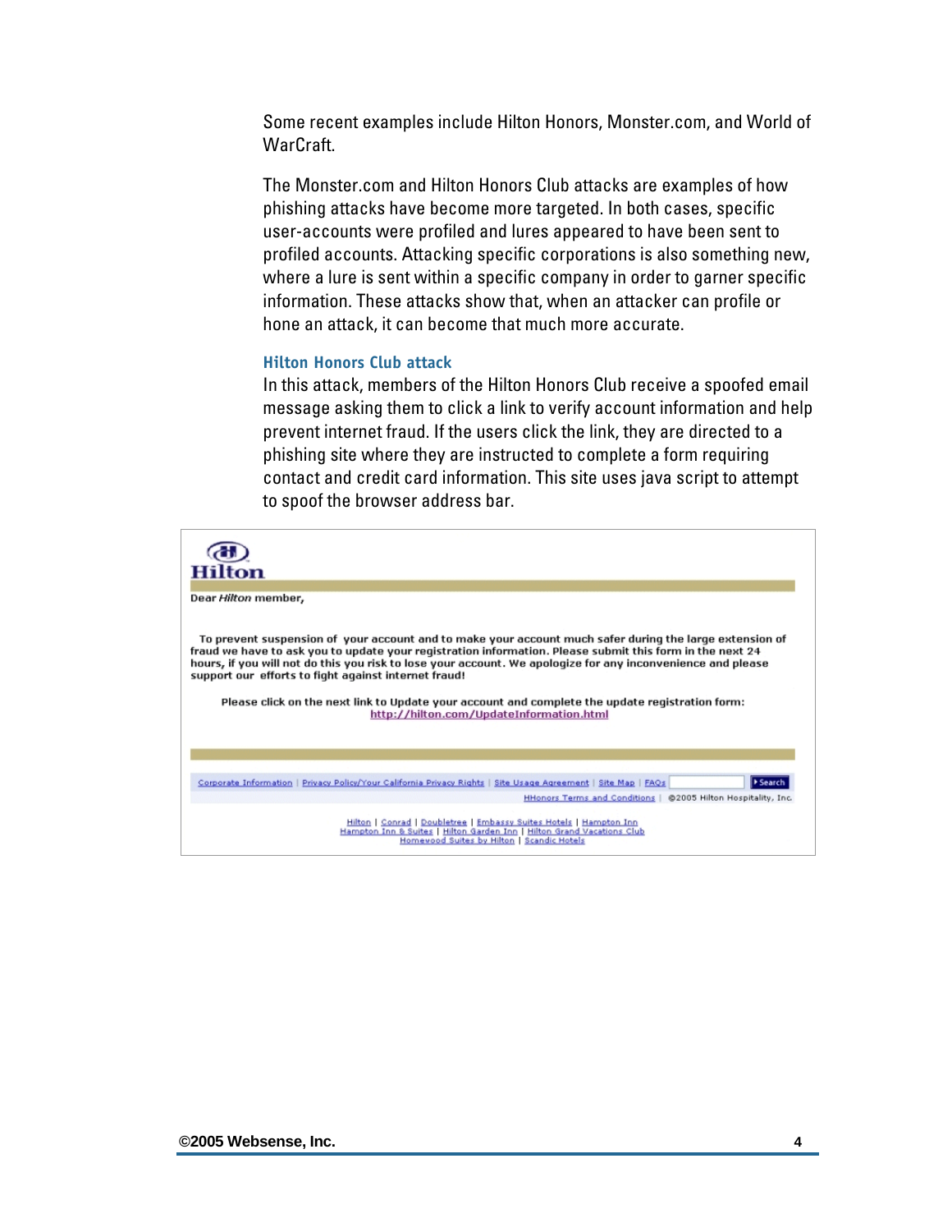Some recent examples include Hilton Honors, Monster.com, and World of WarCraft.

The Monster.com and Hilton Honors Club attacks are examples of how phishing attacks have become more targeted. In both cases, specific user-accounts were profiled and lures appeared to have been sent to profiled accounts. Attacking specific corporations is also something new, where a lure is sent within a specific company in order to garner specific information. These attacks show that, when an attacker can profile or hone an attack, it can become that much more accurate.

### Hilton Honors Club attack

In this attack, members of the Hilton Honors Club receive a spoofed email message asking them to click a link to verify account information and help prevent internet fraud. If the users click the link, they are directed to a phishing site where they are instructed to complete a form requiring contact and credit card information. This site uses java script to attempt to spoof the browser address bar.

Hilton

Dear *Hilton* member,

To prevent suspension of your account and to make your account much safer during the large extension of fraud we have to ask you to update your registration information. Please submit this form in the next 24 hours, if you will not do this you risk to lose your account. We apologize for any inconvenience and please support our efforts to fight against internet fraud!

Please click on the next link to Update your account and complete the update registration form:
http://hilton.com/UpdateInformation.html

Corporate Information | Privacy Policy/Your California Privacy Rights | Site Usage Agreement | Site Map | FAQs | Search
HHonors Terms and Conditions | ©2005 Hilton Hospitality, Inc.

Hilton | Conrad | Doubletree | Embassy Suites Hotels | Hampton Inn
Hampton Inn & Suites | Hilton Garden Inn | Hilton Grand Vacations Club
Homewood Suites by Hilton | Scandic Hotels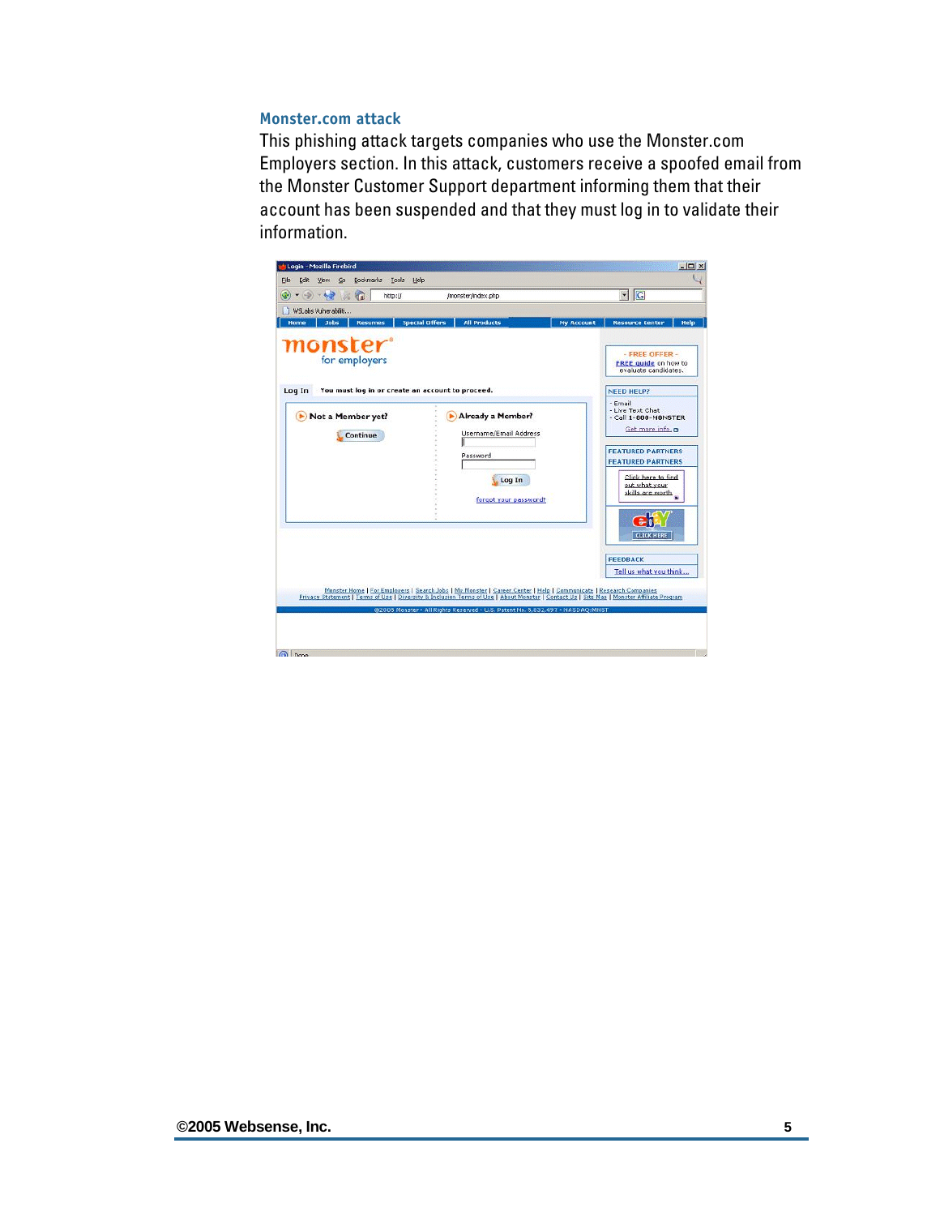## Monster.com attack

This phishing attack targets companies who use the Monster.com Employers section. In this attack, customers receive a spoofed email from the Monster Customer Support department informing them that their account has been suspended and that they must log in to validate their information.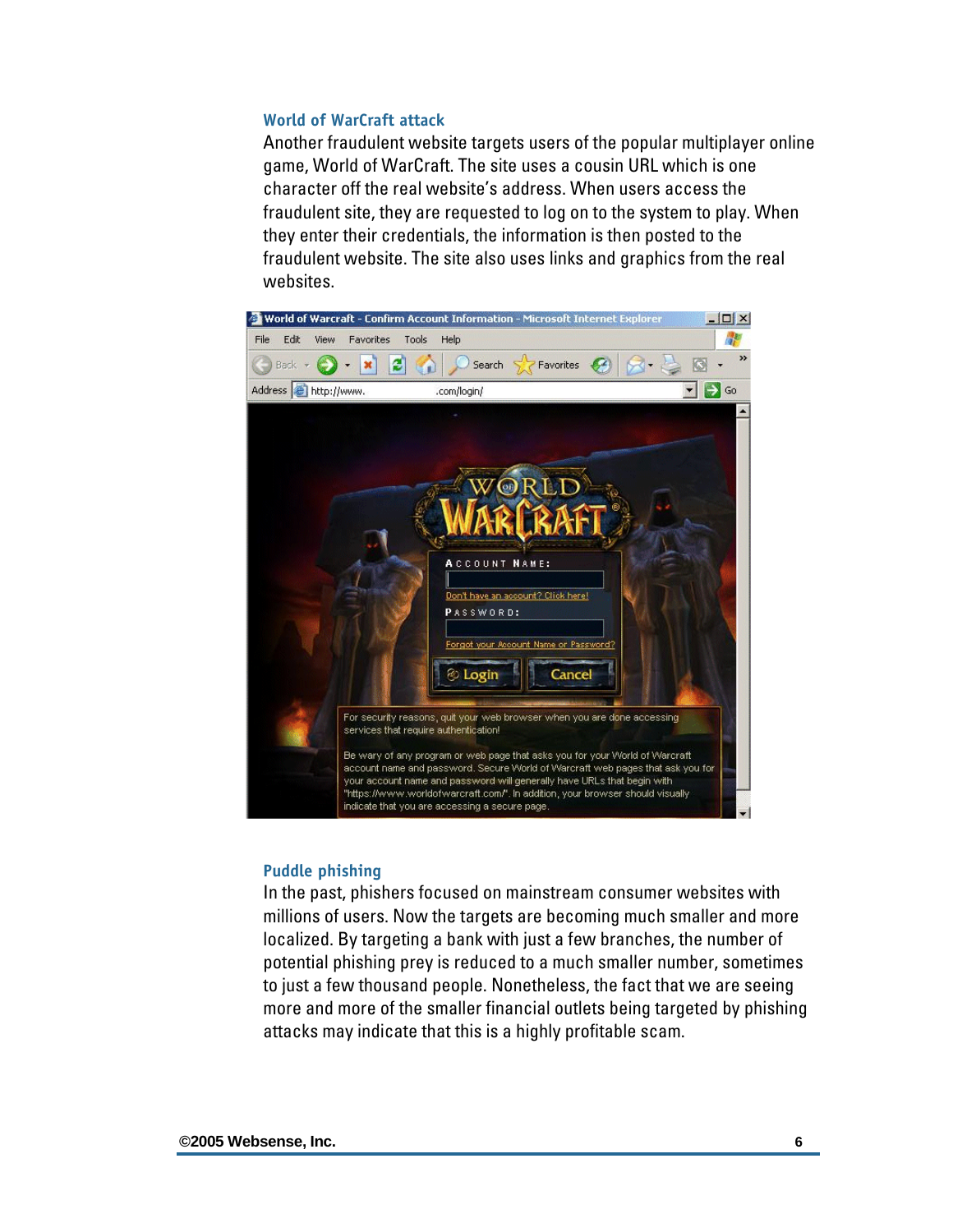### World of WarCraft attack

Another fraudulent website targets users of the popular multiplayer online game, World of WarCraft. The site uses a cousin URL which is one character off the real website's address. When users access the fraudulent site, they are requested to log on to the system to play. When they enter their credentials, the information is then posted to the fraudulent website. The site also uses links and graphics from the real websites.

### Puddle phishing

In the past, phishers focused on mainstream consumer websites with millions of users. Now the targets are becoming much smaller and more localized. By targeting a bank with just a few branches, the number of potential phishing prey is reduced to a much smaller number, sometimes to just a few thousand people. Nonetheless, the fact that we are seeing more and more of the smaller financial outlets being targeted by phishing attacks may indicate that this is a highly profitable scam.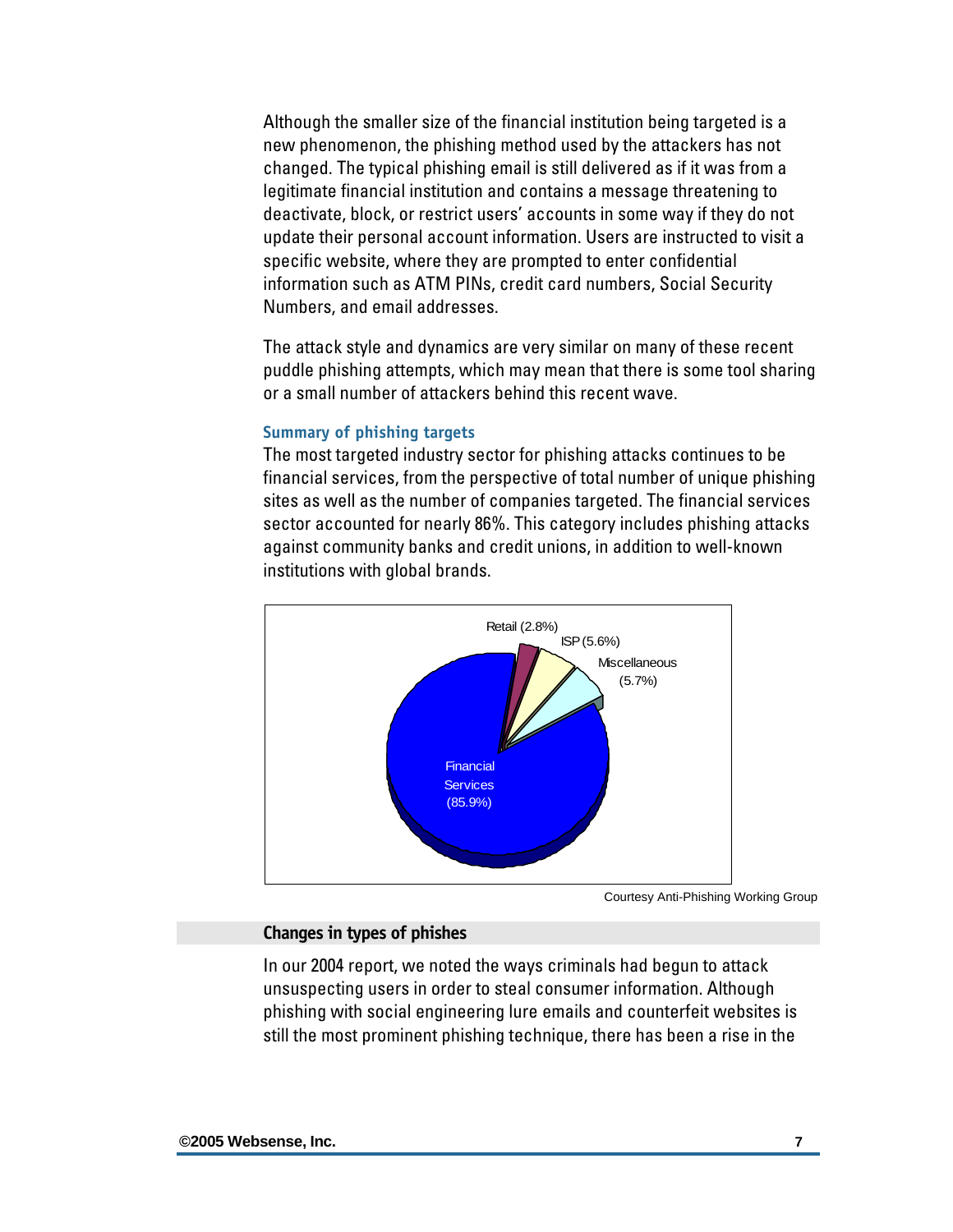Although the smaller size of the financial institution being targeted is a new phenomenon, the phishing method used by the attackers has not changed. The typical phishing email is still delivered as if it was from a legitimate financial institution and contains a message threatening to deactivate, block, or restrict users' accounts in some way if they do not update their personal account information. Users are instructed to visit a specific website, where they are prompted to enter confidential information such as ATM PINs, credit card numbers, Social Security Numbers, and email addresses.

The attack style and dynamics are very similar on many of these recent puddle phishing attempts, which may mean that there is some tool sharing or a small number of attackers behind this recent wave.

### Summary of phishing targets

The most targeted industry sector for phishing attacks continues to be financial services, from the perspective of total number of unique phishing sites as well as the number of companies targeted. The financial services sector accounted for nearly 86%. This category includes phishing attacks against community banks and credit unions, in addition to well-known institutions with global brands.

Retail (2.8%)
ISP (5.6%)
Miscellaneous (5.7%)
Financial Services (85.9%)

Courtesy Anti-Phishing Working Group

## Changes in types of phishes

In our 2004 report, we noted the ways criminals had begun to attack unsuspecting users in order to steal consumer information. Although phishing with social engineering lure emails and counterfeit websites is still the most prominent phishing technique, there has been a rise in the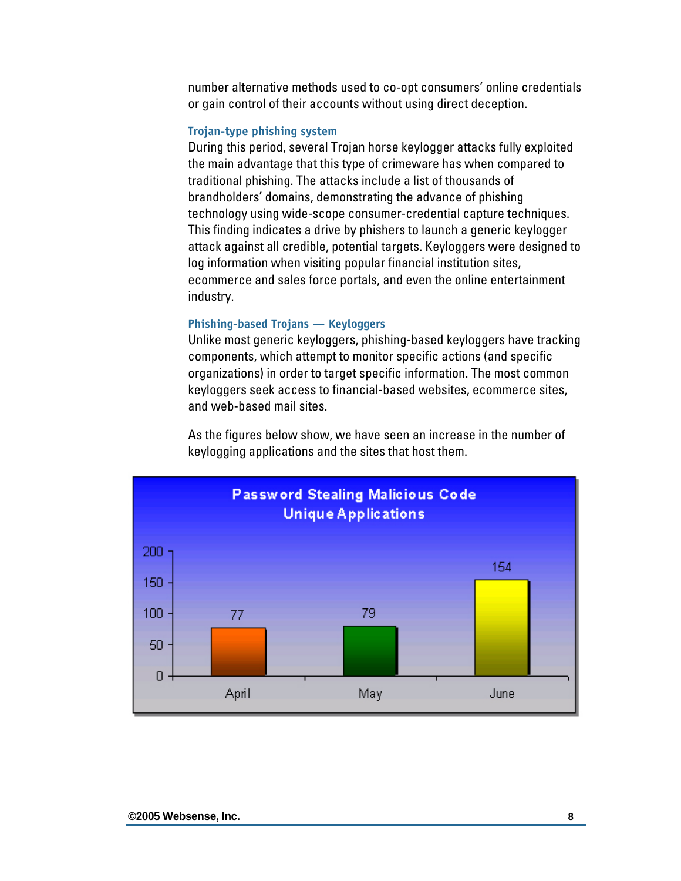number alternative methods used to co-opt consumers' online credentials or gain control of their accounts without using direct deception.

### Trojan-type phishing system

During this period, several Trojan horse keylogger attacks fully exploited the main advantage that this type of crimeware has when compared to traditional phishing. The attacks include a list of thousands of brandholders' domains, demonstrating the advance of phishing technology using wide-scope consumer-credential capture techniques. This finding indicates a drive by phishers to launch a generic keylogger attack against all credible, potential targets. Keyloggers were designed to log information when visiting popular financial institution sites, ecommerce and sales force portals, and even the online entertainment industry.

### Phishing-based Trojans — Keyloggers

Unlike most generic keyloggers, phishing-based keyloggers have tracking components, which attempt to monitor specific actions (and specific organizations) in order to target specific information. The most common keyloggers seek access to financial-based websites, ecommerce sites, and web-based mail sites.

As the figures below show, we have seen an increase in the number of keylogging applications and the sites that host them.

**Password Stealing Malicious Code Unique Applications**

| April | May | June |
|---|---|---|
| 77 | 79 | 154 |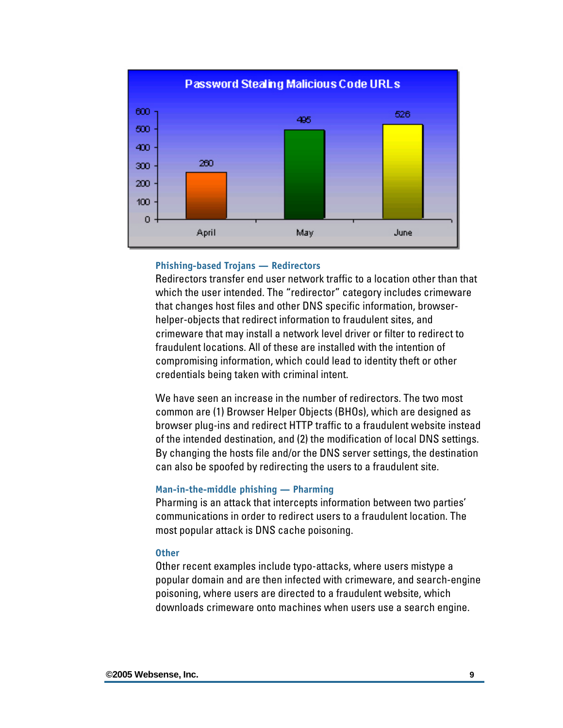**Password Stealing Malicious Code URLs**

| Month | Count |
| --- | --- |
| April | 260 |
| May | 495 |
| June | 526 |

### Phishing-based Trojans — Redirectors

Redirectors transfer end user network traffic to a location other than that which the user intended. The "redirector" category includes crimeware that changes host files and other DNS specific information, browser-helper-objects that redirect information to fraudulent sites, and crimeware that may install a network level driver or filter to redirect to fraudulent locations. All of these are installed with the intention of compromising information, which could lead to identity theft or other credentials being taken with criminal intent.

We have seen an increase in the number of redirectors. The two most common are (1) Browser Helper Objects (BHOs), which are designed as browser plug-ins and redirect HTTP traffic to a fraudulent website instead of the intended destination, and (2) the modification of local DNS settings. By changing the hosts file and/or the DNS server settings, the destination can also be spoofed by redirecting the users to a fraudulent site.

### Man-in-the-middle phishing — Pharming

Pharming is an attack that intercepts information between two parties' communications in order to redirect users to a fraudulent location. The most popular attack is DNS cache poisoning.

### Other

Other recent examples include typo-attacks, where users mistype a popular domain and are then infected with crimeware, and search-engine poisoning, where users are directed to a fraudulent website, which downloads crimeware onto machines when users use a search engine.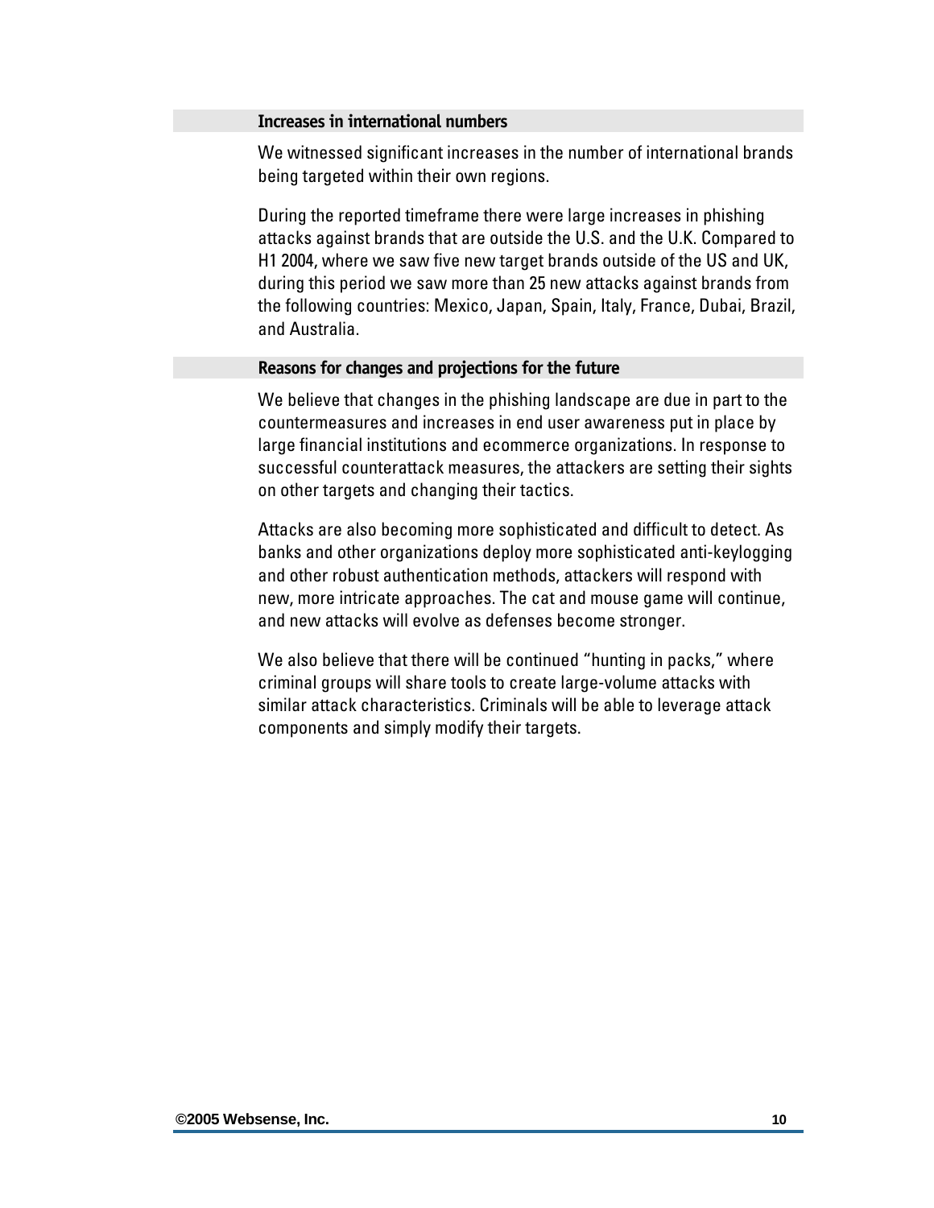### Increases in international numbers

We witnessed significant increases in the number of international brands being targeted within their own regions.

During the reported timeframe there were large increases in phishing attacks against brands that are outside the U.S. and the U.K. Compared to H1 2004, where we saw five new target brands outside of the US and UK, during this period we saw more than 25 new attacks against brands from the following countries: Mexico, Japan, Spain, Italy, France, Dubai, Brazil, and Australia.

### Reasons for changes and projections for the future

We believe that changes in the phishing landscape are due in part to the countermeasures and increases in end user awareness put in place by large financial institutions and ecommerce organizations. In response to successful counterattack measures, the attackers are setting their sights on other targets and changing their tactics.

Attacks are also becoming more sophisticated and difficult to detect. As banks and other organizations deploy more sophisticated anti-keylogging and other robust authentication methods, attackers will respond with new, more intricate approaches. The cat and mouse game will continue, and new attacks will evolve as defenses become stronger.

We also believe that there will be continued "hunting in packs," where criminal groups will share tools to create large-volume attacks with similar attack characteristics. Criminals will be able to leverage attack components and simply modify their targets.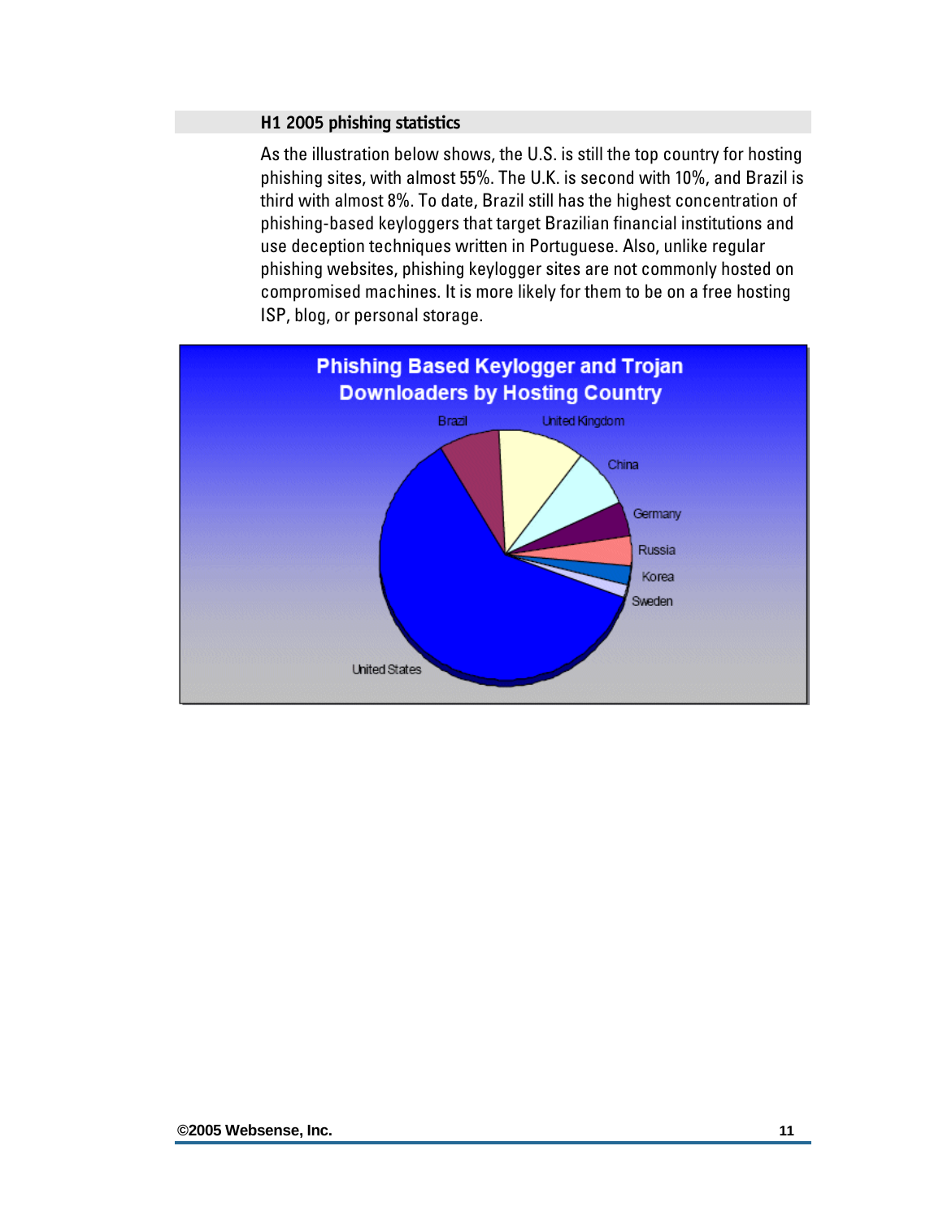## H1 2005 phishing statistics

As the illustration below shows, the U.S. is still the top country for hosting phishing sites, with almost 55%. The U.K. is second with 10%, and Brazil is third with almost 8%. To date, Brazil still has the highest concentration of phishing-based keyloggers that target Brazilian financial institutions and use deception techniques written in Portuguese. Also, unlike regular phishing websites, phishing keylogger sites are not commonly hosted on compromised machines. It is more likely for them to be on a free hosting ISP, blog, or personal storage.

**Phishing Based Keylogger and Trojan Downloaders by Hosting Country**

Brazil, United Kingdom, China, Germany, Russia, Korea, Sweden, United States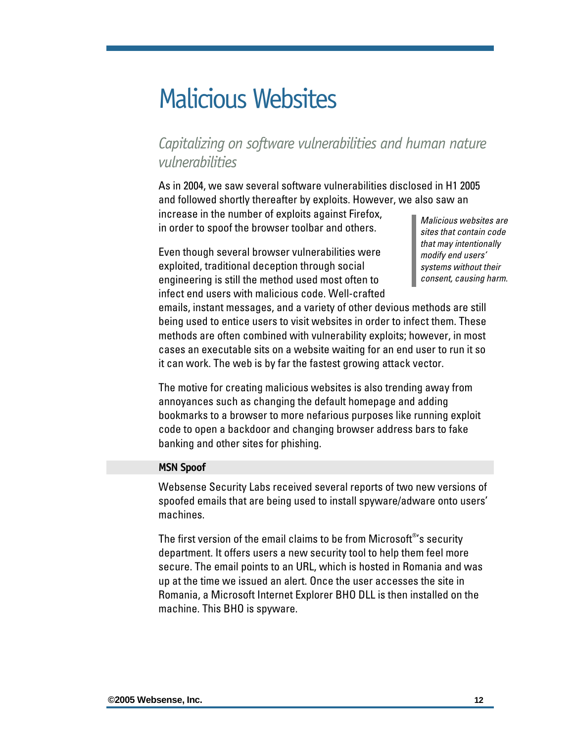# Malicious Websites

*Capitalizing on software vulnerabilities and human nature vulnerabilities*

As in 2004, we saw several software vulnerabilities disclosed in H1 2005 and followed shortly thereafter by exploits. However, we also saw an increase in the number of exploits against Firefox, in order to spoof the browser toolbar and others.

> *Malicious websites are sites that contain code that may intentionally modify end users' systems without their consent, causing harm.*

Even though several browser vulnerabilities were exploited, traditional deception through social engineering is still the method used most often to infect end users with malicious code. Well-crafted emails, instant messages, and a variety of other devious methods are still being used to entice users to visit websites in order to infect them. These methods are often combined with vulnerability exploits; however, in most cases an executable sits on a website waiting for an end user to run it so it can work. The web is by far the fastest growing attack vector.

The motive for creating malicious websites is also trending away from annoyances such as changing the default homepage and adding bookmarks to a browser to more nefarious purposes like running exploit code to open a backdoor and changing browser address bars to fake banking and other sites for phishing.

### MSN Spoof

Websense Security Labs received several reports of two new versions of spoofed emails that are being used to install spyware/adware onto users' machines.

The first version of the email claims to be from Microsoft®'s security department. It offers users a new security tool to help them feel more secure. The email points to an URL, which is hosted in Romania and was up at the time we issued an alert. Once the user accesses the site in Romania, a Microsoft Internet Explorer BHO DLL is then installed on the machine. This BHO is spyware.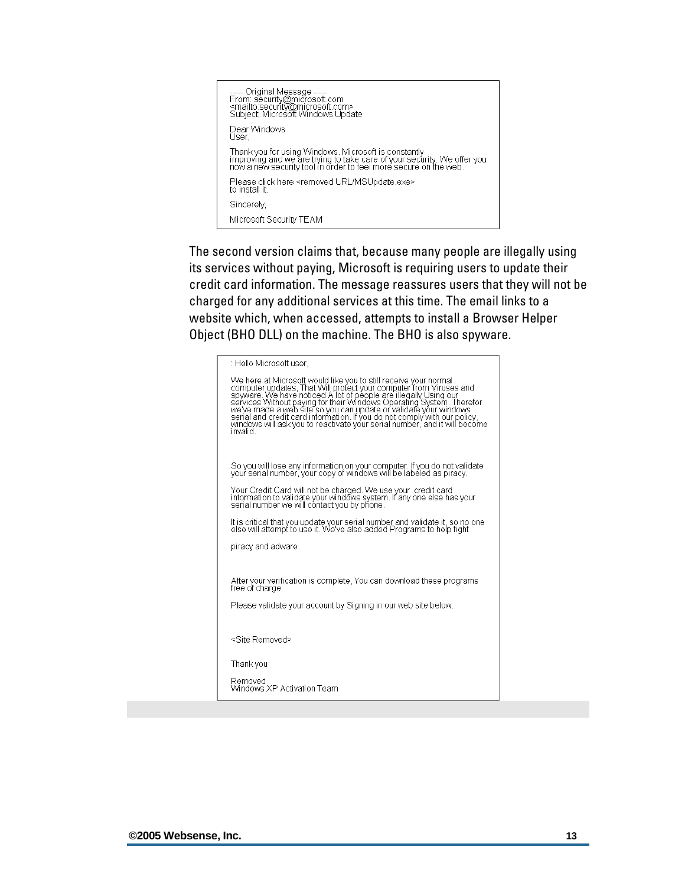```
------ Original Message ------
From: security@microsoft.com
<mailto:security@microsoft.com>
Subject: Microsoft Windows Update

Dear Windows
User,

Thank you for using Windows. Microsoft is constantly
improving and we are trying to take care of your security. We offer you
now a new security tool in order to feel more secure on the web.

Please click here <removed URL/MSUpdate.exe>
to install it.

Sincerely,

Microsoft Security TEAM
```

The second version claims that, because many people are illegally using its services without paying, Microsoft is requiring users to update their credit card information. The message reassures users that they will not be charged for any additional services at this time. The email links to a website which, when accessed, attempts to install a Browser Helper Object (BHO DLL) on the machine. The BHO is also spyware.

```
: Hello Microsoft user,

We here at Microsoft would like you to still receive your normal
computer updates, That Will protect your computer from Viruses and
spyware. We have noticed A lot of people are illegally Using our
services Without paying for their Windows Operating System. Therefor
we've made a web site so you can update or validate your windows
serial and credit card information. If you do not comply with our policy,
windows will ask you to reactivate your serial number, and it will become
invalid.

So you will lose any information on your computer. If you do not validate
your serial number, your copy of windows will be labeled as piracy.

Your Credit Card will not be charged. We use your credit card
information to validate your windows system. If any one else has your
serial number we will contact you by phone.

It is critical that you update your serial number and validate it, so no one
else will attempt to use it. We've also added Programs to help fight

piracy and adware.

After your verification is complete, You can download these programs
free of charge

Please validate your account by Signing in our web site below.

<Site Removed>

Thank you

Removed
Windows XP Activation Team
```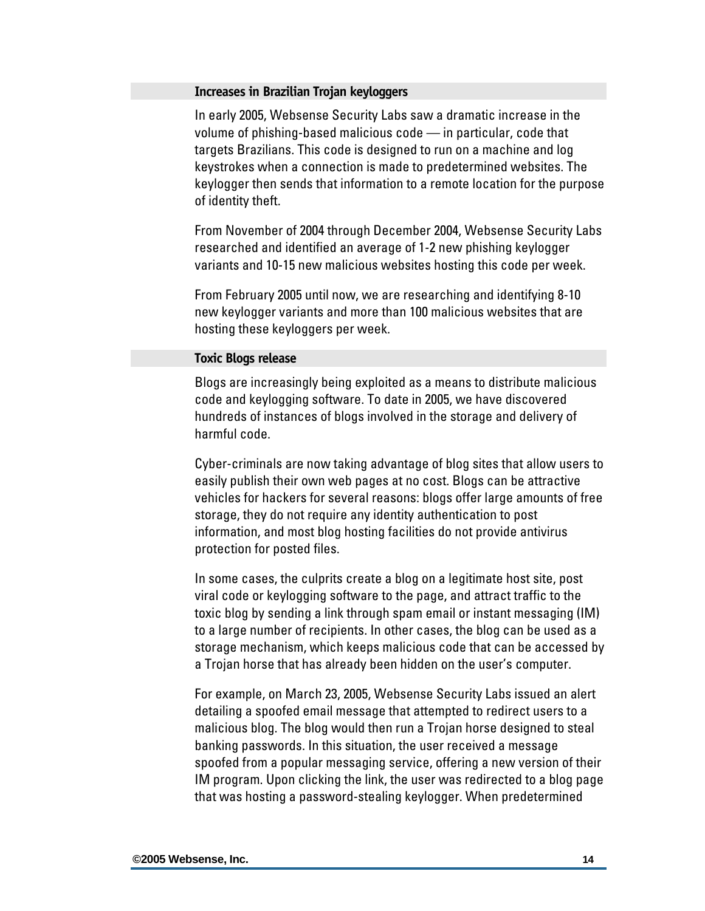### Increases in Brazilian Trojan keyloggers

In early 2005, Websense Security Labs saw a dramatic increase in the volume of phishing-based malicious code — in particular, code that targets Brazilians. This code is designed to run on a machine and log keystrokes when a connection is made to predetermined websites. The keylogger then sends that information to a remote location for the purpose of identity theft.

From November of 2004 through December 2004, Websense Security Labs researched and identified an average of 1-2 new phishing keylogger variants and 10-15 new malicious websites hosting this code per week.

From February 2005 until now, we are researching and identifying 8-10 new keylogger variants and more than 100 malicious websites that are hosting these keyloggers per week.

### Toxic Blogs release

Blogs are increasingly being exploited as a means to distribute malicious code and keylogging software. To date in 2005, we have discovered hundreds of instances of blogs involved in the storage and delivery of harmful code.

Cyber-criminals are now taking advantage of blog sites that allow users to easily publish their own web pages at no cost. Blogs can be attractive vehicles for hackers for several reasons: blogs offer large amounts of free storage, they do not require any identity authentication to post information, and most blog hosting facilities do not provide antivirus protection for posted files.

In some cases, the culprits create a blog on a legitimate host site, post viral code or keylogging software to the page, and attract traffic to the toxic blog by sending a link through spam email or instant messaging (IM) to a large number of recipients. In other cases, the blog can be used as a storage mechanism, which keeps malicious code that can be accessed by a Trojan horse that has already been hidden on the user's computer.

For example, on March 23, 2005, Websense Security Labs issued an alert detailing a spoofed email message that attempted to redirect users to a malicious blog. The blog would then run a Trojan horse designed to steal banking passwords. In this situation, the user received a message spoofed from a popular messaging service, offering a new version of their IM program. Upon clicking the link, the user was redirected to a blog page that was hosting a password-stealing keylogger. When predetermined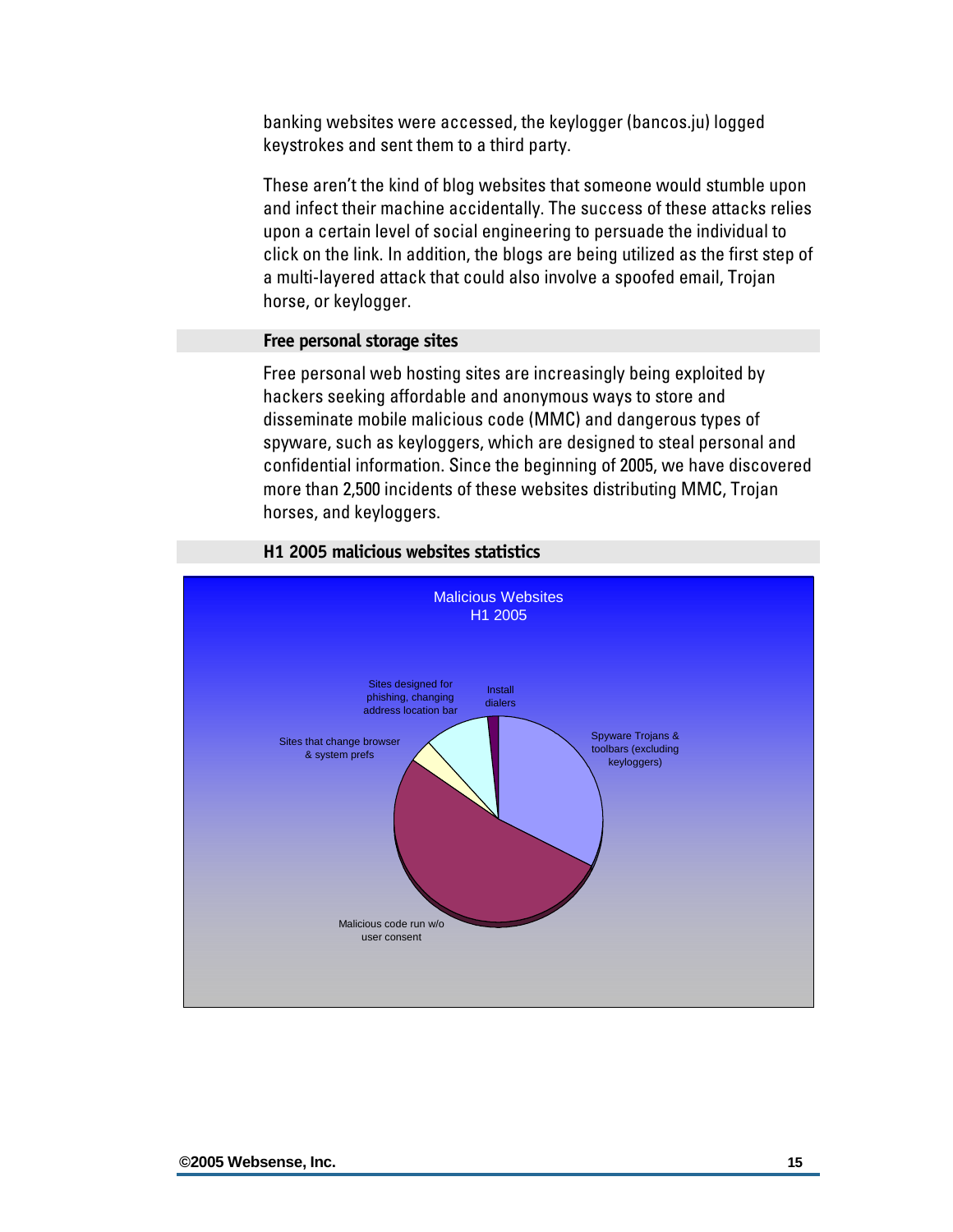banking websites were accessed, the keylogger (bancos.ju) logged keystrokes and sent them to a third party.

These aren't the kind of blog websites that someone would stumble upon and infect their machine accidentally. The success of these attacks relies upon a certain level of social engineering to persuade the individual to click on the link. In addition, the blogs are being utilized as the first step of a multi-layered attack that could also involve a spoofed email, Trojan horse, or keylogger.

### Free personal storage sites

Free personal web hosting sites are increasingly being exploited by hackers seeking affordable and anonymous ways to store and disseminate mobile malicious code (MMC) and dangerous types of spyware, such as keyloggers, which are designed to steal personal and confidential information. Since the beginning of 2005, we have discovered more than 2,500 incidents of these websites distributing MMC, Trojan horses, and keyloggers.

### H1 2005 malicious websites statistics

Malicious Websites
H1 2005

Sites designed for phishing, changing address location bar

Install dialers

Spyware Trojans & toolbars (excluding keyloggers)

Sites that change browser & system prefs

Malicious code run w/o user consent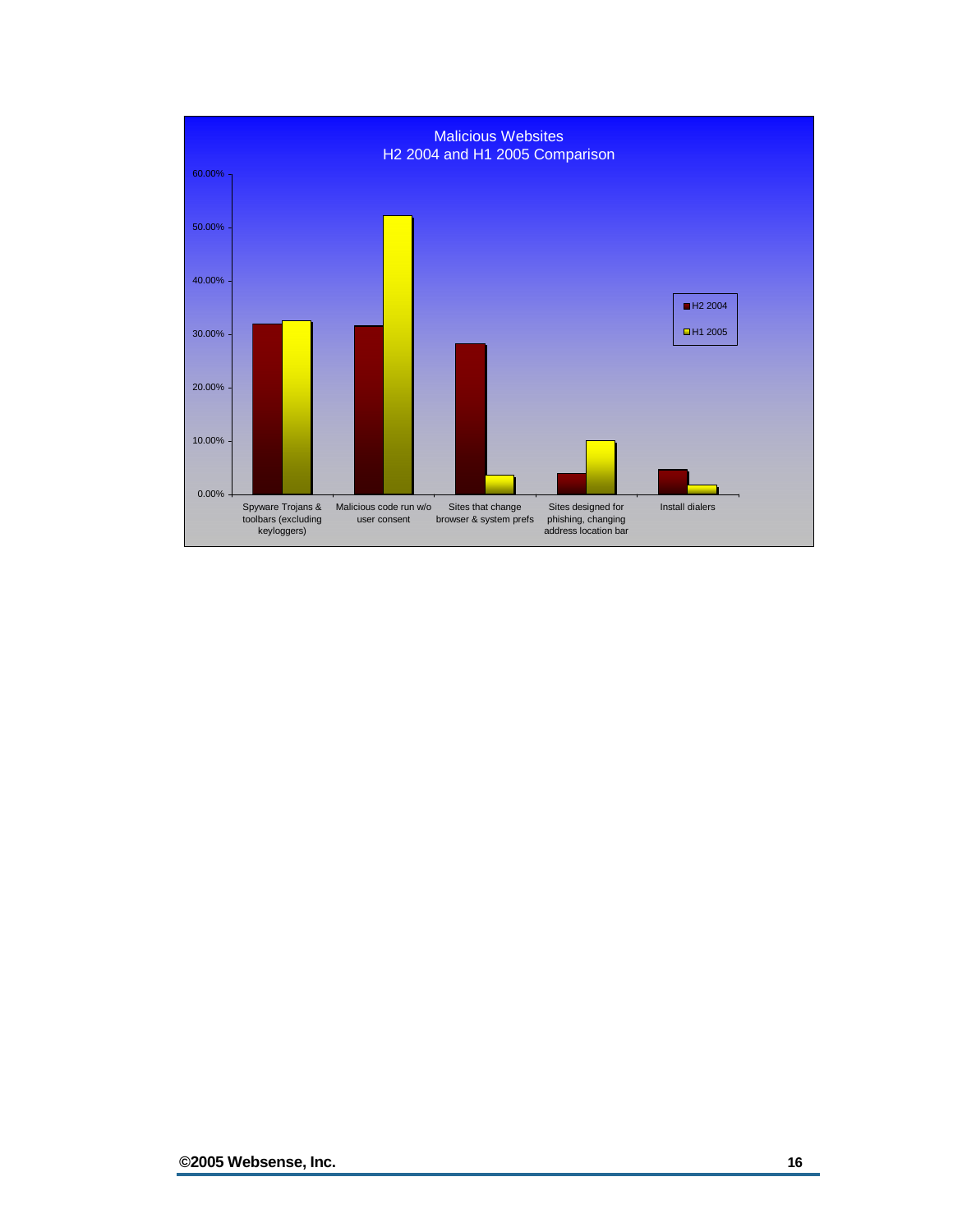**Malicious Websites**
**H2 2004 and H1 2005 Comparison**

| Category | H2 2004 | H1 2005 |
|---|---|---|
| Spyware Trojans & toolbars (excluding keyloggers) | ~32% | ~32.5% |
| Malicious code run w/o user consent | ~31.5% | ~52% |
| Sites that change browser & system prefs | ~28% | ~3.5% |
| Sites designed for phishing, changing address location bar | ~4% | ~10% |
| Install dialers | ~4.5% | ~1.5% |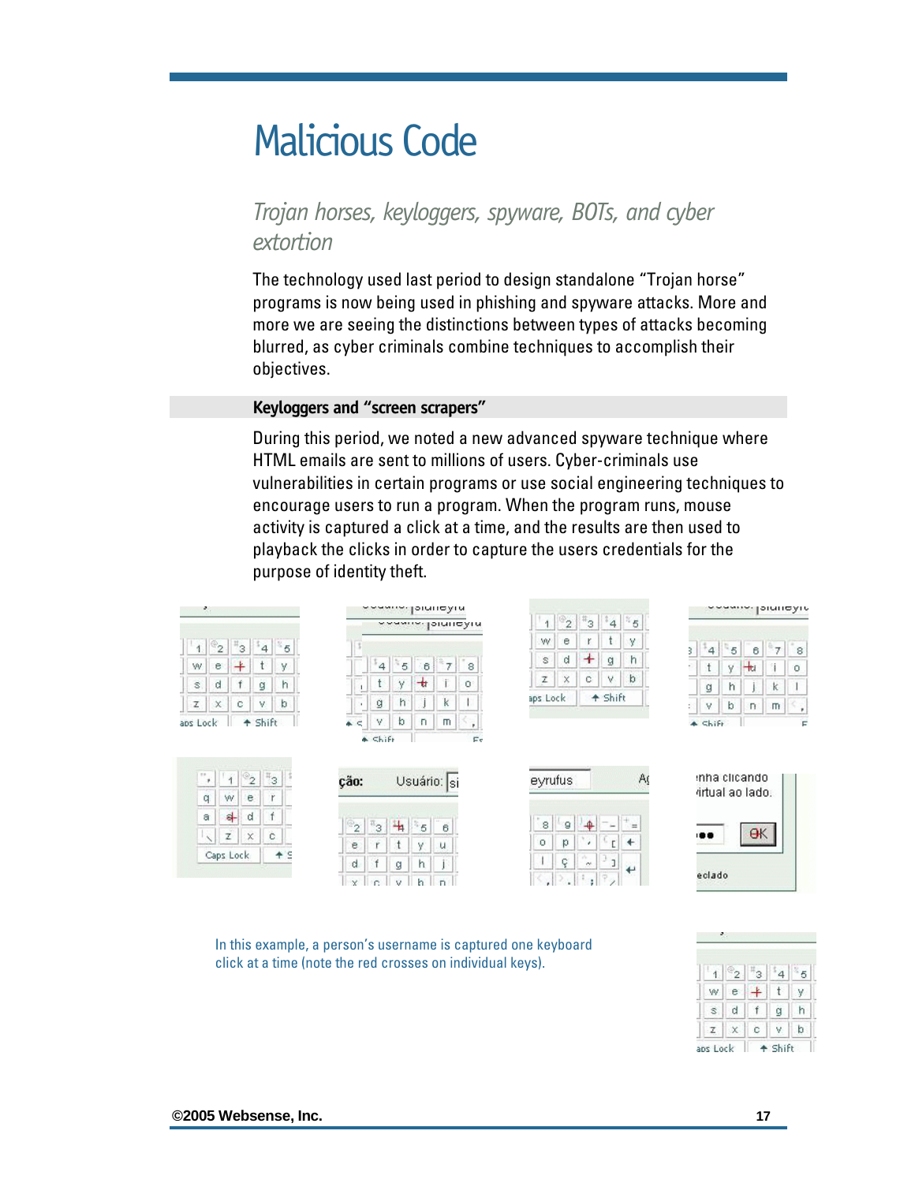# Malicious Code

## *Trojan horses, keyloggers, spyware, BOTs, and cyber extortion*

The technology used last period to design standalone "Trojan horse" programs is now being used in phishing and spyware attacks. More and more we are seeing the distinctions between types of attacks becoming blurred, as cyber criminals combine techniques to accomplish their objectives.

### Keyloggers and "screen scrapers"

During this period, we noted a new advanced spyware technique where HTML emails are sent to millions of users. Cyber-criminals use vulnerabilities in certain programs or use social engineering techniques to encourage users to run a program. When the program runs, mouse activity is captured a click at a time, and the results are then used to playback the clicks in order to capture the users credentials for the purpose of identity theft.

In this example, a person's username is captured one keyboard click at a time (note the red crosses on individual keys).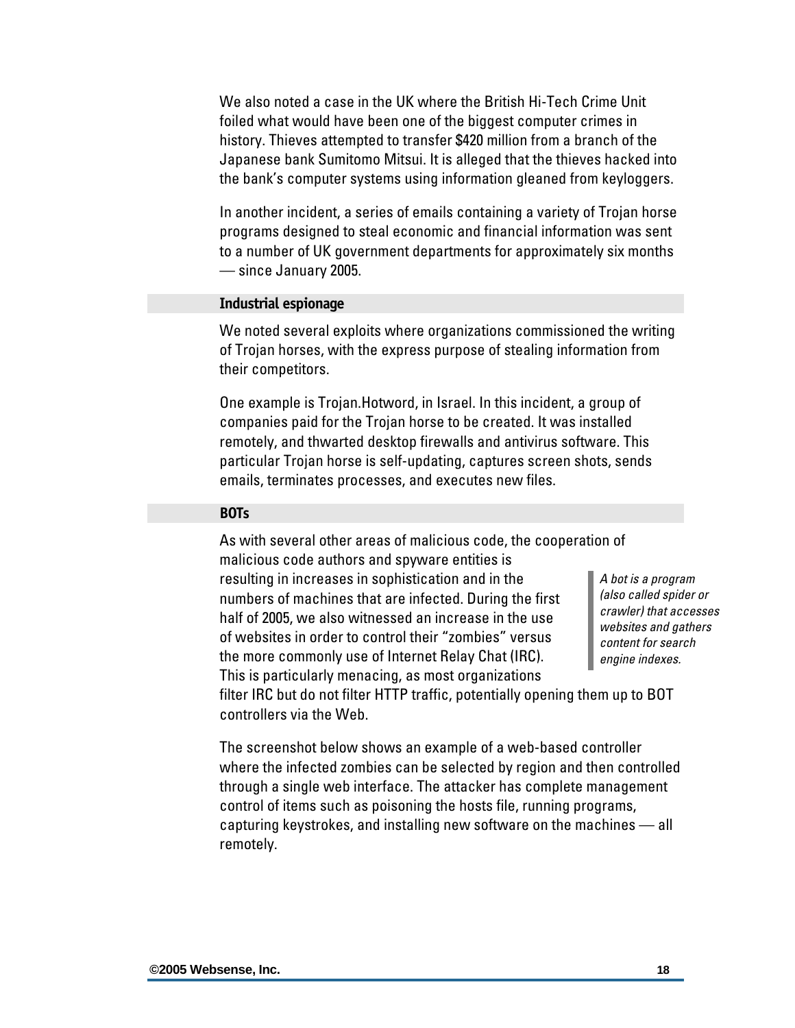We also noted a case in the UK where the British Hi-Tech Crime Unit foiled what would have been one of the biggest computer crimes in history. Thieves attempted to transfer $420 million from a branch of the Japanese bank Sumitomo Mitsui. It is alleged that the thieves hacked into the bank's computer systems using information gleaned from keyloggers.

In another incident, a series of emails containing a variety of Trojan horse programs designed to steal economic and financial information was sent to a number of UK government departments for approximately six months — since January 2005.

### Industrial espionage

We noted several exploits where organizations commissioned the writing of Trojan horses, with the express purpose of stealing information from their competitors.

One example is Trojan.Hotword, in Israel. In this incident, a group of companies paid for the Trojan horse to be created. It was installed remotely, and thwarted desktop firewalls and antivirus software. This particular Trojan horse is self-updating, captures screen shots, sends emails, terminates processes, and executes new files.

### BOTs

As with several other areas of malicious code, the cooperation of malicious code authors and spyware entities is resulting in increases in sophistication and in the numbers of machines that are infected. During the first half of 2005, we also witnessed an increase in the use of websites in order to control their "zombies" versus the more commonly use of Internet Relay Chat (IRC). This is particularly menacing, as most organizations filter IRC but do not filter HTTP traffic, potentially opening them up to BOT controllers via the Web.

*A bot is a program (also called spider or crawler) that accesses websites and gathers content for search engine indexes.*

The screenshot below shows an example of a web-based controller where the infected zombies can be selected by region and then controlled through a single web interface. The attacker has complete management control of items such as poisoning the hosts file, running programs, capturing keystrokes, and installing new software on the machines — all remotely.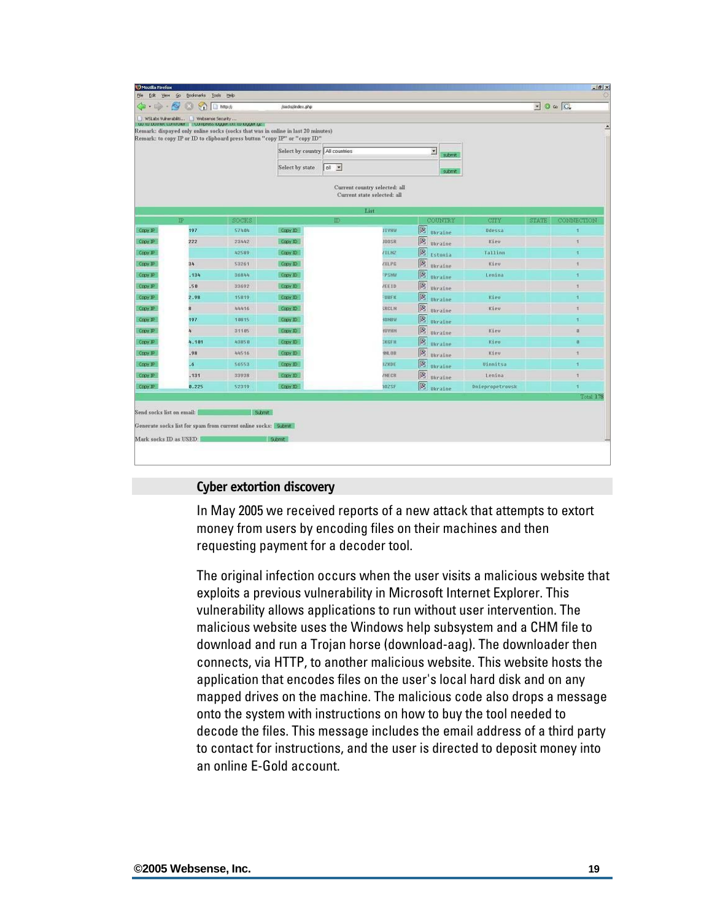## Cyber extortion discovery

In May 2005 we received reports of a new attack that attempts to extort money from users by encoding files on their machines and then requesting payment for a decoder tool.

The original infection occurs when the user visits a malicious website that exploits a previous vulnerability in Microsoft Internet Explorer. This vulnerability allows applications to run without user intervention. The malicious website uses the Windows help subsystem and a CHM file to download and run a Trojan horse (download-aag). The downloader then connects, via HTTP, to another malicious website. This website hosts the application that encodes files on the user's local hard disk and on any mapped drives on the machine. The malicious code also drops a message onto the system with instructions on how to buy the tool needed to decode the files. This message includes the email address of a third party to contact for instructions, and the user is directed to deposit money into an online E-Gold account.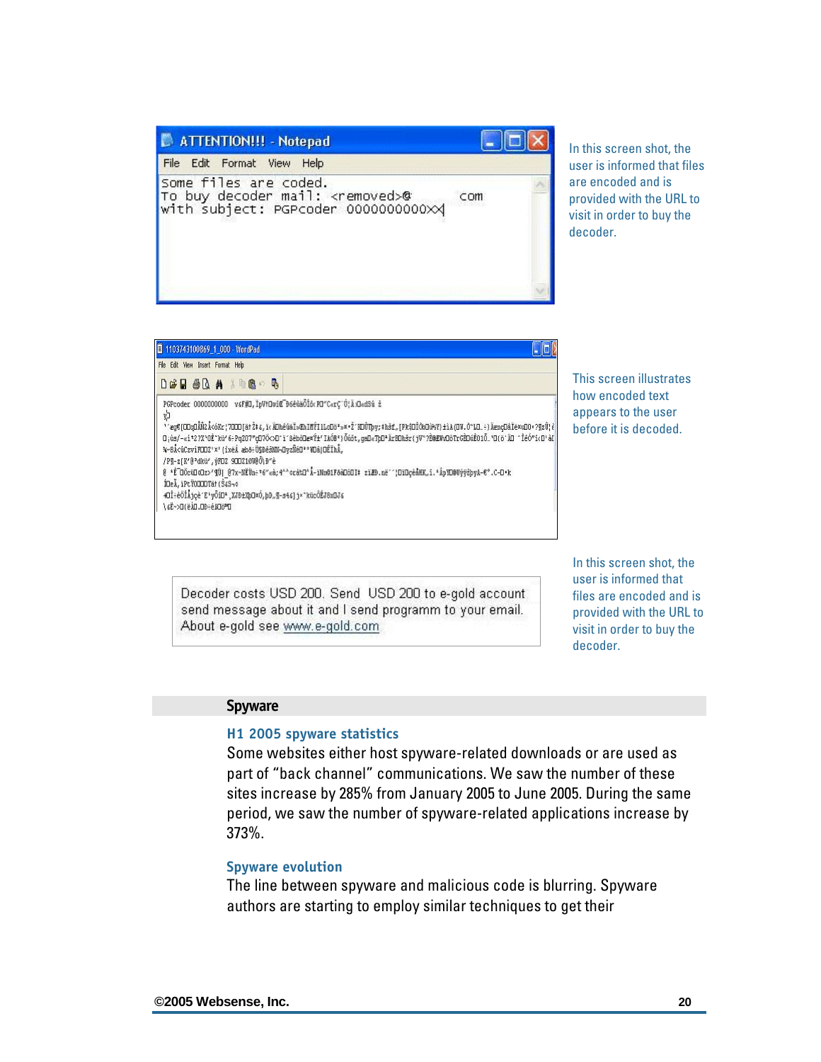```
ATTENTION!!! - Notepad
File  Edit  Format  View  Help
Some files are coded.
To buy decoder mail: <removed>@       com
with subject: PGPcoder 0000000000XX
```

In this screen shot, the user is informed that files are encoded and is provided with the URL to visit in order to buy the decoder.

This screen illustrates how encoded text appears to the user before it is decoded.

```
Decoder costs USD 200. Send USD 200 to e-gold account
send message about it and I send programm to your email.
About e-gold see www.e-gold.com
```

In this screen shot, the user is informed that files are encoded and is provided with the URL to visit in order to buy the decoder.

## Spyware

### H1 2005 spyware statistics

Some websites either host spyware-related downloads or are used as part of "back channel" communications. We saw the number of these sites increase by 285% from January 2005 to June 2005. During the same period, we saw the number of spyware-related applications increase by 373%.

### Spyware evolution

The line between spyware and malicious code is blurring. Spyware authors are starting to employ similar techniques to get their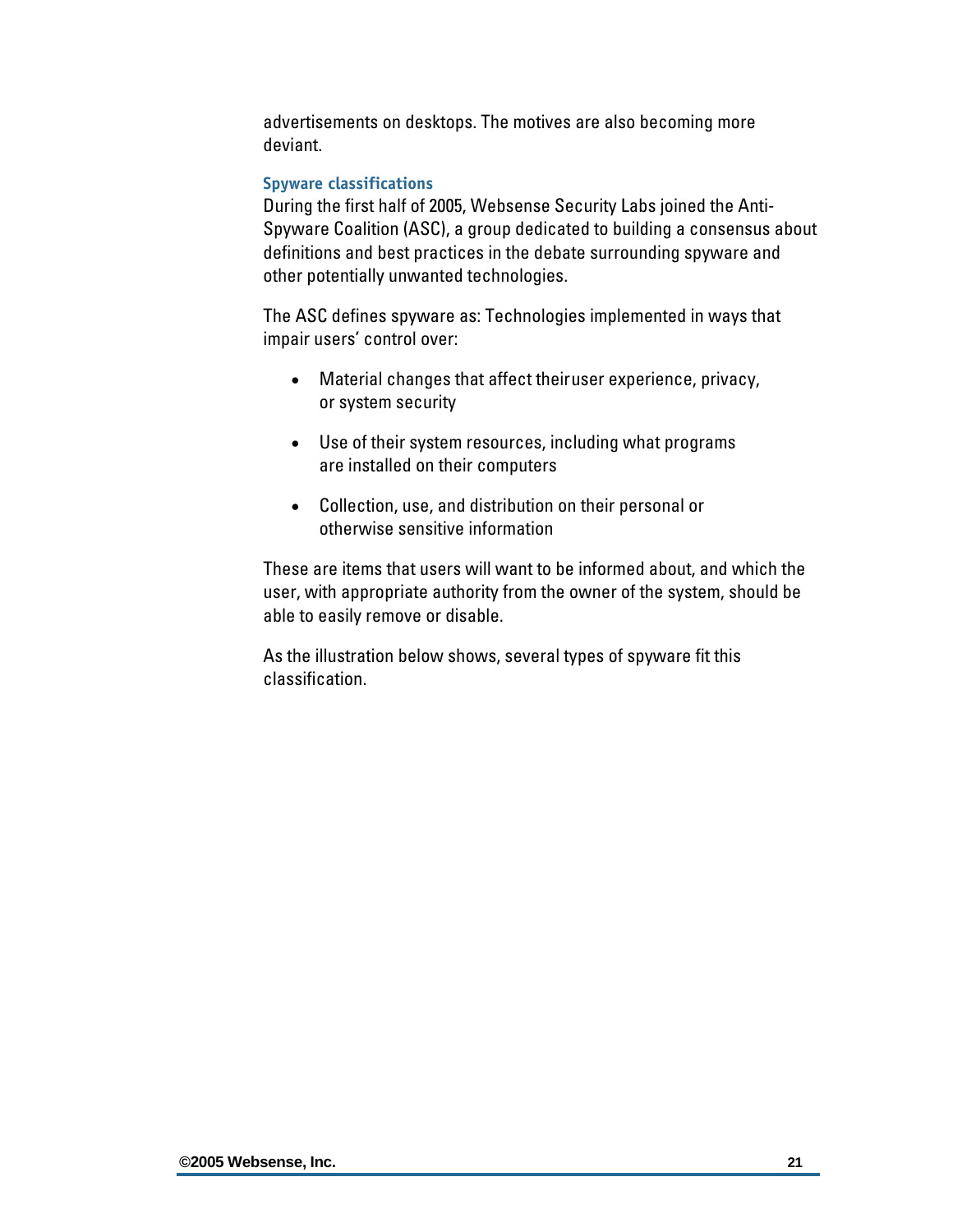advertisements on desktops. The motives are also becoming more deviant.

### Spyware classifications

During the first half of 2005, Websense Security Labs joined the Anti-Spyware Coalition (ASC), a group dedicated to building a consensus about definitions and best practices in the debate surrounding spyware and other potentially unwanted technologies.

The ASC defines spyware as: Technologies implemented in ways that impair users' control over:

- Material changes that affect theiruser experience, privacy, or system security
- Use of their system resources, including what programs are installed on their computers
- Collection, use, and distribution on their personal or otherwise sensitive information

These are items that users will want to be informed about, and which the user, with appropriate authority from the owner of the system, should be able to easily remove or disable.

As the illustration below shows, several types of spyware fit this classification.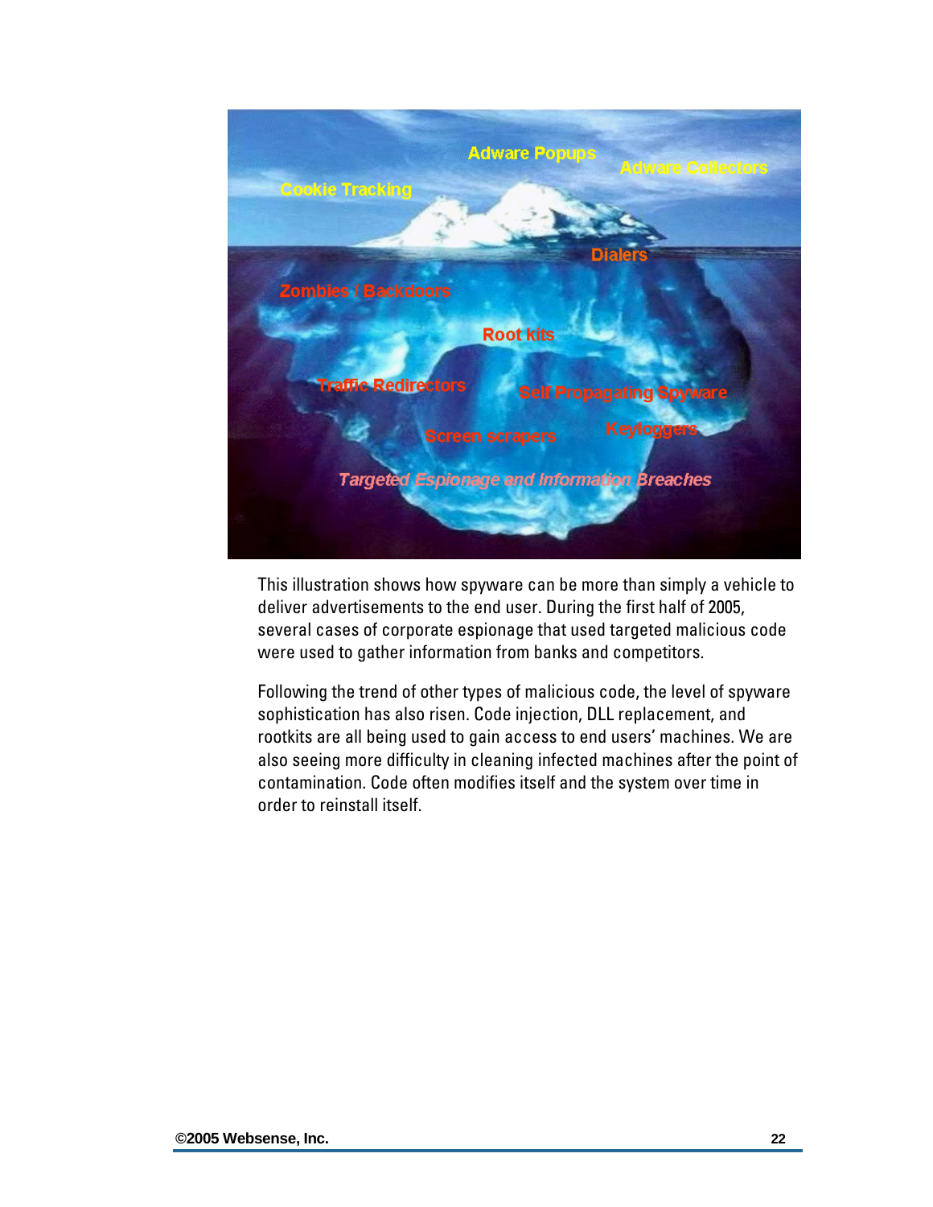This illustration shows how spyware can be more than simply a vehicle to deliver advertisements to the end user. During the first half of 2005, several cases of corporate espionage that used targeted malicious code were used to gather information from banks and competitors.

Following the trend of other types of malicious code, the level of spyware sophistication has also risen. Code injection, DLL replacement, and rootkits are all being used to gain access to end users' machines. We are also seeing more difficulty in cleaning infected machines after the point of contamination. Code often modifies itself and the system over time in order to reinstall itself.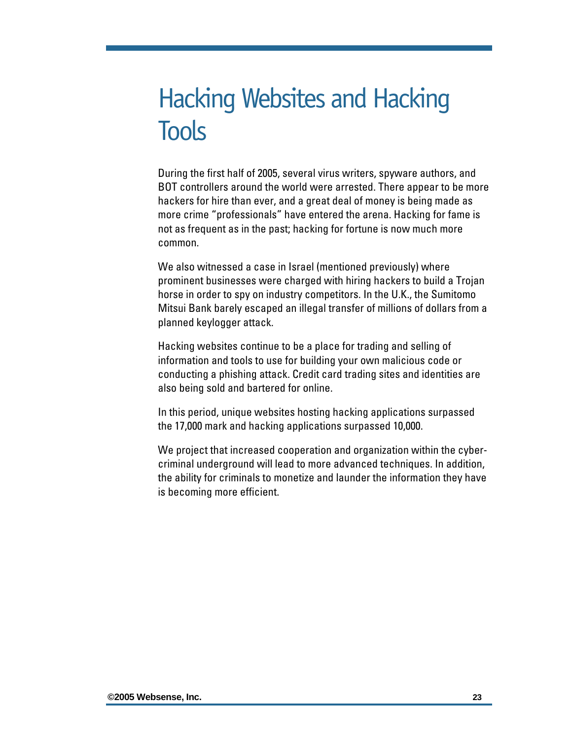# Hacking Websites and Hacking Tools

During the first half of 2005, several virus writers, spyware authors, and BOT controllers around the world were arrested. There appear to be more hackers for hire than ever, and a great deal of money is being made as more crime "professionals" have entered the arena. Hacking for fame is not as frequent as in the past; hacking for fortune is now much more common.

We also witnessed a case in Israel (mentioned previously) where prominent businesses were charged with hiring hackers to build a Trojan horse in order to spy on industry competitors. In the U.K., the Sumitomo Mitsui Bank barely escaped an illegal transfer of millions of dollars from a planned keylogger attack.

Hacking websites continue to be a place for trading and selling of information and tools to use for building your own malicious code or conducting a phishing attack. Credit card trading sites and identities are also being sold and bartered for online.

In this period, unique websites hosting hacking applications surpassed the 17,000 mark and hacking applications surpassed 10,000.

We project that increased cooperation and organization within the cyber-criminal underground will lead to more advanced techniques. In addition, the ability for criminals to monetize and launder the information they have is becoming more efficient.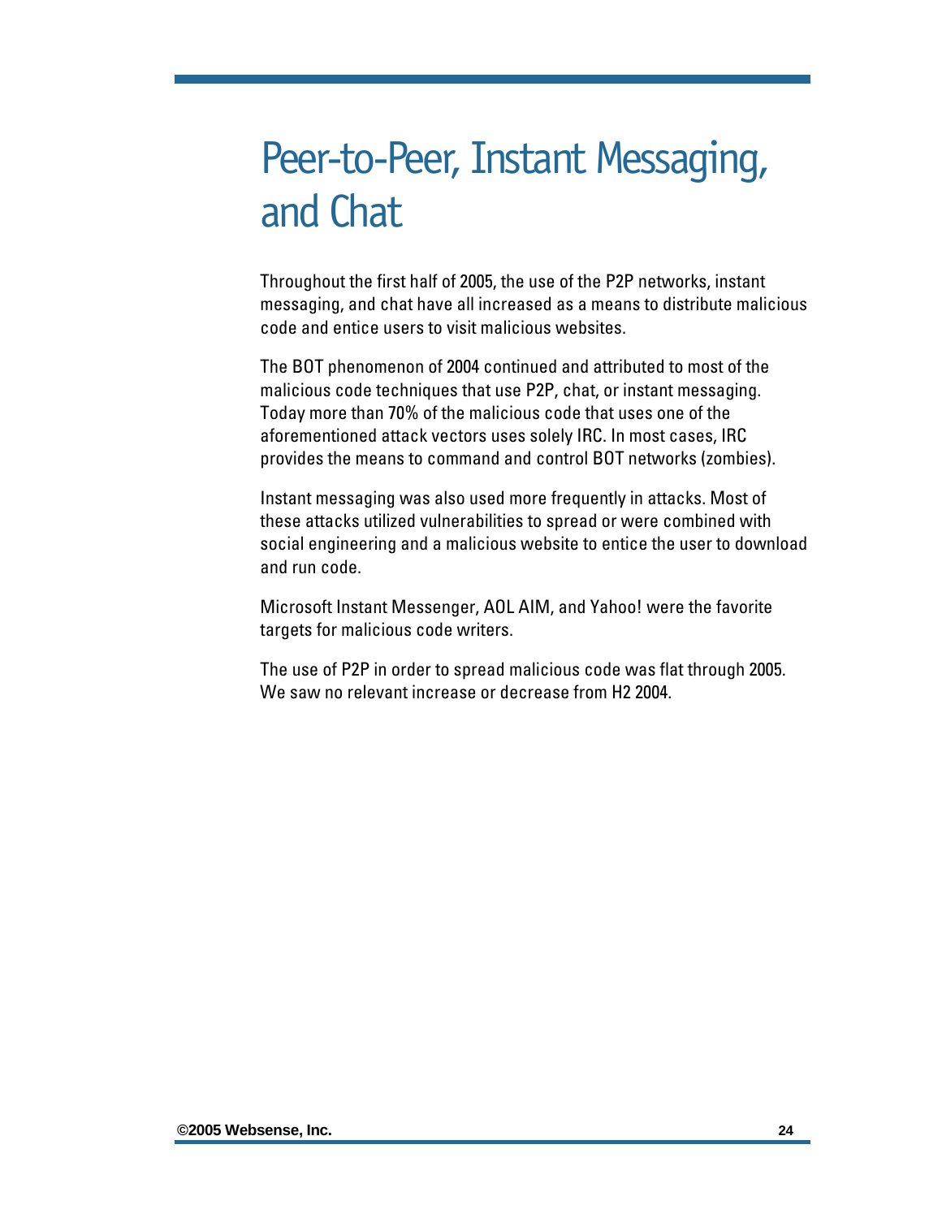# Peer-to-Peer, Instant Messaging, and Chat

Throughout the first half of 2005, the use of the P2P networks, instant messaging, and chat have all increased as a means to distribute malicious code and entice users to visit malicious websites.

The BOT phenomenon of 2004 continued and attributed to most of the malicious code techniques that use P2P, chat, or instant messaging. Today more than 70% of the malicious code that uses one of the aforementioned attack vectors uses solely IRC. In most cases, IRC provides the means to command and control BOT networks (zombies).

Instant messaging was also used more frequently in attacks. Most of these attacks utilized vulnerabilities to spread or were combined with social engineering and a malicious website to entice the user to download and run code.

Microsoft Instant Messenger, AOL AIM, and Yahoo! were the favorite targets for malicious code writers.

The use of P2P in order to spread malicious code was flat through 2005. We saw no relevant increase or decrease from H2 2004.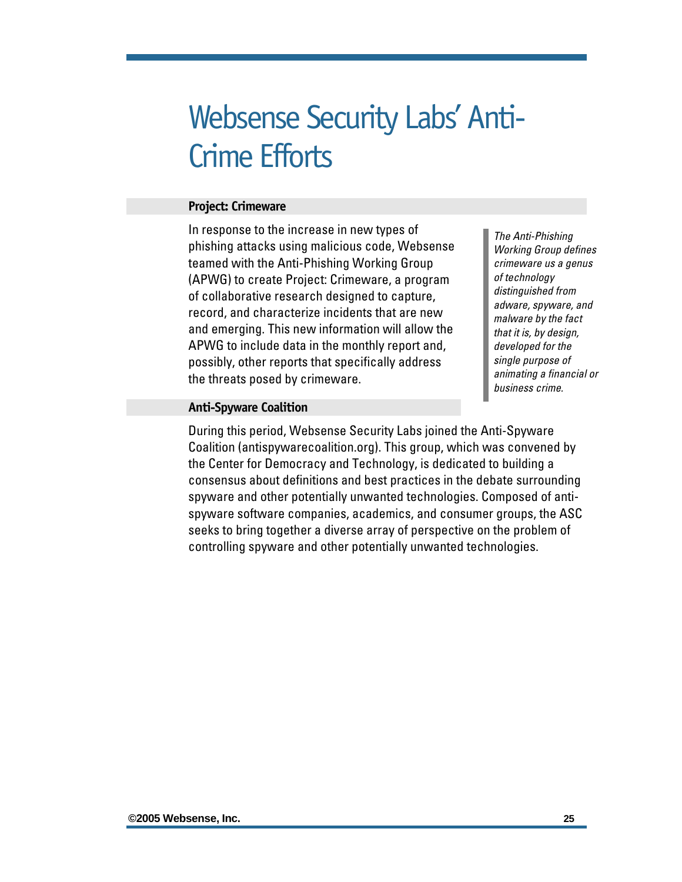# Websense Security Labs' Anti-Crime Efforts

## Project: Crimeware

In response to the increase in new types of phishing attacks using malicious code, Websense teamed with the Anti-Phishing Working Group (APWG) to create Project: Crimeware, a program of collaborative research designed to capture, record, and characterize incidents that are new and emerging. This new information will allow the APWG to include data in the monthly report and, possibly, other reports that specifically address the threats posed by crimeware.

*The Anti-Phishing Working Group defines crimeware us a genus of technology distinguished from adware, spyware, and malware by the fact that it is, by design, developed for the single purpose of animating a financial or business crime.*

## Anti-Spyware Coalition

During this period, Websense Security Labs joined the Anti-Spyware Coalition (antispywarecoalition.org). This group, which was convened by the Center for Democracy and Technology, is dedicated to building a consensus about definitions and best practices in the debate surrounding spyware and other potentially unwanted technologies. Composed of anti-spyware software companies, academics, and consumer groups, the ASC seeks to bring together a diverse array of perspective on the problem of controlling spyware and other potentially unwanted technologies.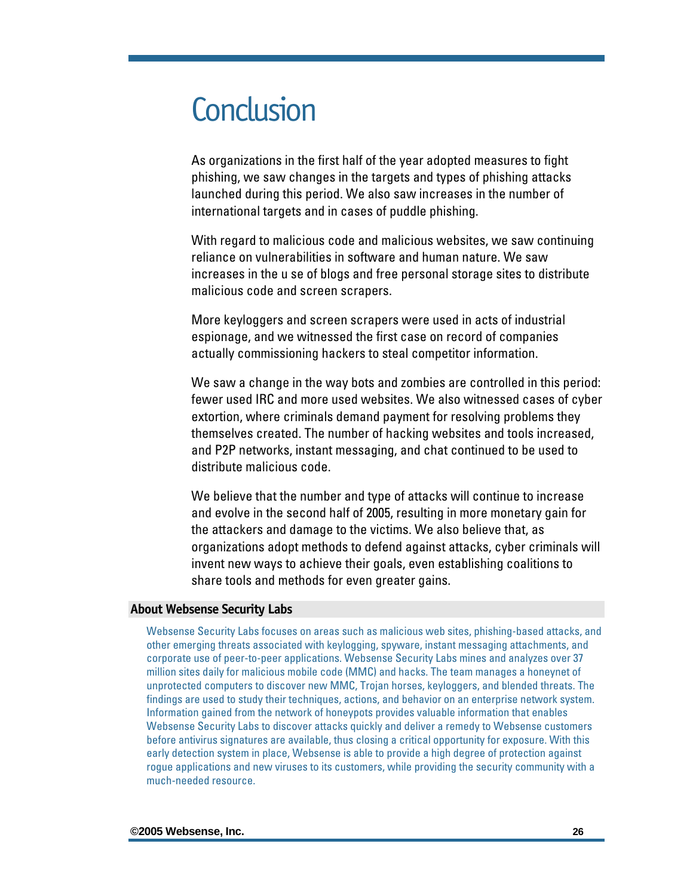# Conclusion

As organizations in the first half of the year adopted measures to fight phishing, we saw changes in the targets and types of phishing attacks launched during this period. We also saw increases in the number of international targets and in cases of puddle phishing.

With regard to malicious code and malicious websites, we saw continuing reliance on vulnerabilities in software and human nature. We saw increases in the u se of blogs and free personal storage sites to distribute malicious code and screen scrapers.

More keyloggers and screen scrapers were used in acts of industrial espionage, and we witnessed the first case on record of companies actually commissioning hackers to steal competitor information.

We saw a change in the way bots and zombies are controlled in this period: fewer used IRC and more used websites. We also witnessed cases of cyber extortion, where criminals demand payment for resolving problems they themselves created. The number of hacking websites and tools increased, and P2P networks, instant messaging, and chat continued to be used to distribute malicious code.

We believe that the number and type of attacks will continue to increase and evolve in the second half of 2005, resulting in more monetary gain for the attackers and damage to the victims. We also believe that, as organizations adopt methods to defend against attacks, cyber criminals will invent new ways to achieve their goals, even establishing coalitions to share tools and methods for even greater gains.

## About Websense Security Labs

Websense Security Labs focuses on areas such as malicious web sites, phishing-based attacks, and other emerging threats associated with keylogging, spyware, instant messaging attachments, and corporate use of peer-to-peer applications. Websense Security Labs mines and analyzes over 37 million sites daily for malicious mobile code (MMC) and hacks. The team manages a honeynet of unprotected computers to discover new MMC, Trojan horses, keyloggers, and blended threats. The findings are used to study their techniques, actions, and behavior on an enterprise network system. Information gained from the network of honeypots provides valuable information that enables Websense Security Labs to discover attacks quickly and deliver a remedy to Websense customers before antivirus signatures are available, thus closing a critical opportunity for exposure. With this early detection system in place, Websense is able to provide a high degree of protection against rogue applications and new viruses to its customers, while providing the security community with a much-needed resource.